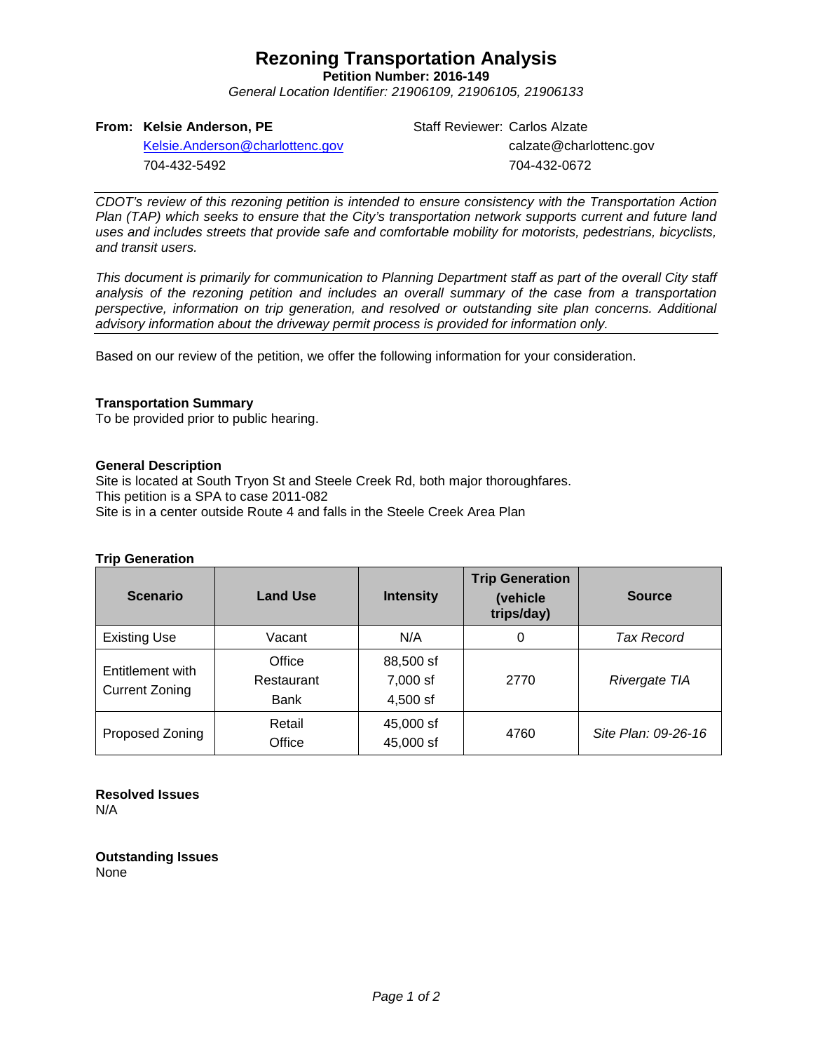# Rezoning Transportation Analysis

**Petition Number: 2016-149**

*General Location Identifier: 21906109, 21906105, 21906133*

**From: Kelsie Anderson, PE**
Kelsie.Anderson@charlottenc.gov
704-432-5492

Staff Reviewer: Carlos Alzate
calzate@charlottenc.gov
704-432-0672

---

*CDOT's review of this rezoning petition is intended to ensure consistency with the Transportation Action Plan (TAP) which seeks to ensure that the City's transportation network supports current and future land uses and includes streets that provide safe and comfortable mobility for motorists, pedestrians, bicyclists, and transit users.*

*This document is primarily for communication to Planning Department staff as part of the overall City staff analysis of the rezoning petition and includes an overall summary of the case from a transportation perspective, information on trip generation, and resolved or outstanding site plan concerns. Additional advisory information about the driveway permit process is provided for information only.*

---

Based on our review of the petition, we offer the following information for your consideration.

**Transportation Summary**
To be provided prior to public hearing.

**General Description**
Site is located at South Tryon St and Steele Creek Rd, both major thoroughfares.
This petition is a SPA to case 2011-082
Site is in a center outside Route 4 and falls in the Steele Creek Area Plan

**Trip Generation**

| Scenario | Land Use | Intensity | Trip Generation (vehicle trips/day) | Source |
|---|---|---|---|---|
| Existing Use | Vacant | N/A | 0 | *Tax Record* |
| Entitlement with Current Zoning | Office<br>Restaurant<br>Bank | 88,500 sf<br>7,000 sf<br>4,500 sf | 2770 | *Rivergate TIA* |
| Proposed Zoning | Retail<br>Office | 45,000 sf<br>45,000 sf | 4760 | *Site Plan: 09-26-16* |

**Resolved Issues**
N/A

**Outstanding Issues**
None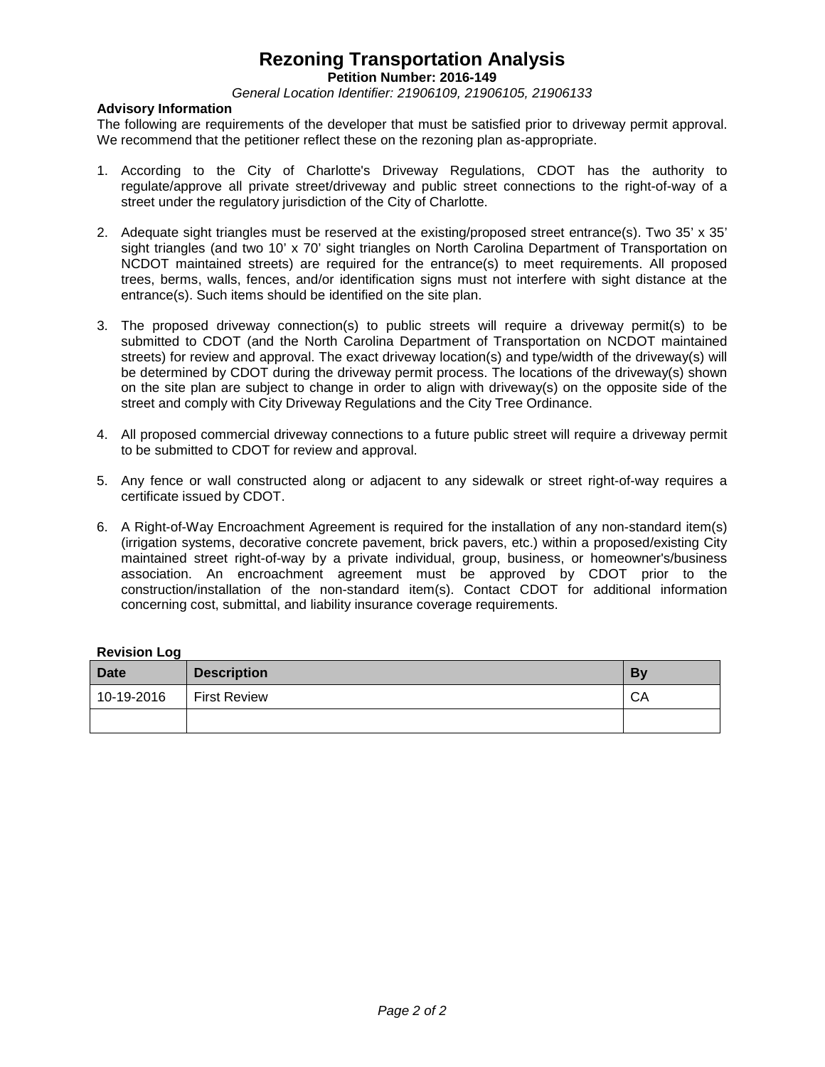# Rezoning Transportation Analysis

**Petition Number: 2016-149**

*General Location Identifier: 21906109, 21906105, 21906133*

**Advisory Information**

The following are requirements of the developer that must be satisfied prior to driveway permit approval. We recommend that the petitioner reflect these on the rezoning plan as-appropriate.

1. According to the City of Charlotte's Driveway Regulations, CDOT has the authority to regulate/approve all private street/driveway and public street connections to the right-of-way of a street under the regulatory jurisdiction of the City of Charlotte.

2. Adequate sight triangles must be reserved at the existing/proposed street entrance(s). Two 35' x 35' sight triangles (and two 10' x 70' sight triangles on North Carolina Department of Transportation on NCDOT maintained streets) are required for the entrance(s) to meet requirements. All proposed trees, berms, walls, fences, and/or identification signs must not interfere with sight distance at the entrance(s). Such items should be identified on the site plan.

3. The proposed driveway connection(s) to public streets will require a driveway permit(s) to be submitted to CDOT (and the North Carolina Department of Transportation on NCDOT maintained streets) for review and approval. The exact driveway location(s) and type/width of the driveway(s) will be determined by CDOT during the driveway permit process. The locations of the driveway(s) shown on the site plan are subject to change in order to align with driveway(s) on the opposite side of the street and comply with City Driveway Regulations and the City Tree Ordinance.

4. All proposed commercial driveway connections to a future public street will require a driveway permit to be submitted to CDOT for review and approval.

5. Any fence or wall constructed along or adjacent to any sidewalk or street right-of-way requires a certificate issued by CDOT.

6. A Right-of-Way Encroachment Agreement is required for the installation of any non-standard item(s) (irrigation systems, decorative concrete pavement, brick pavers, etc.) within a proposed/existing City maintained street right-of-way by a private individual, group, business, or homeowner's/business association. An encroachment agreement must be approved by CDOT prior to the construction/installation of the non-standard item(s). Contact CDOT for additional information concerning cost, submittal, and liability insurance coverage requirements.

**Revision Log**

| Date | Description | By |
|---|---|---|
| 10-19-2016 | First Review | CA |
| | | |